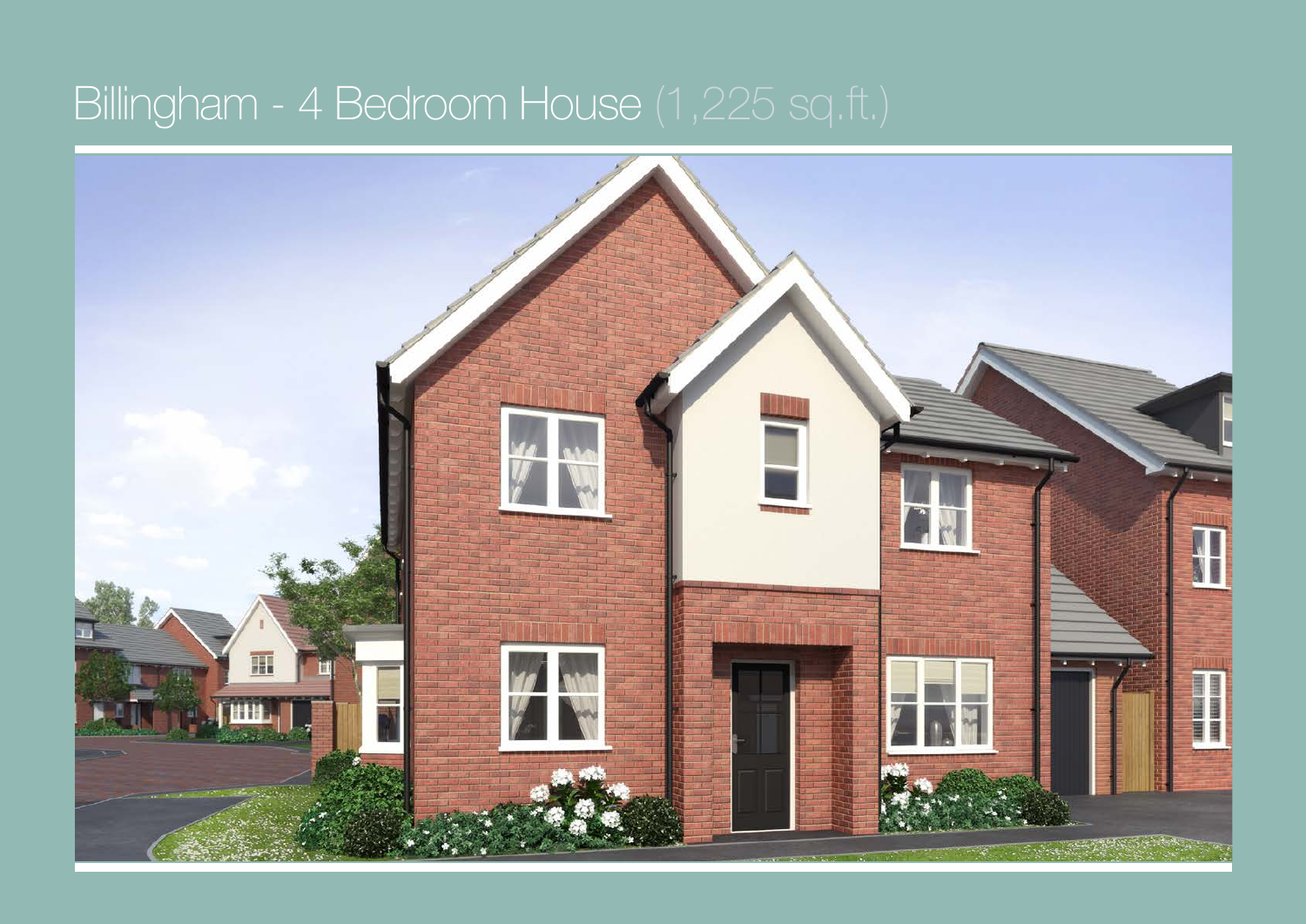# Billingham - 4 Bedroom House (1,225 sq.ft.)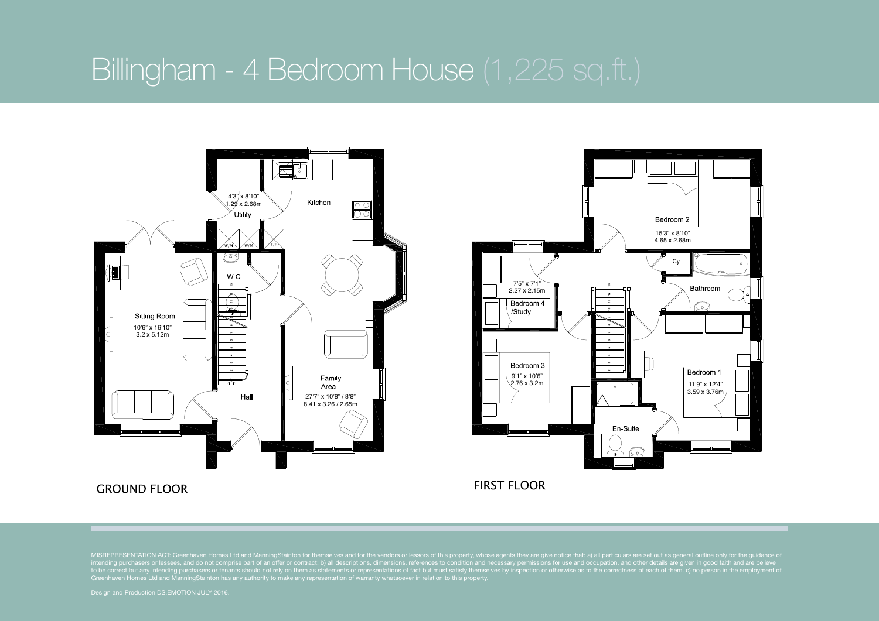# Billingham - 4 Bedroom House (1,225 sq.ft.)

## GROUND FLOOR

Utility
4'3" x 8'10"
1.29 x 2.68m

Kitchen

W/M W/M F/F

W.C

Sitting Room
10'6" x 16'10"
3.2 x 5.12m

Hall

Family Area
27'7" x 10'8" / 8'8"
8.41 x 3.26 / 2.65m

## FIRST FLOOR

Bedroom 2
15'3" x 8'10"
4.65 x 2.68m

Cyl

Bathroom

Bedroom 4 /Study
7'5" x 7'1"
2.27 x 2.15m

Bedroom 3
9'1" x 10'6"
2.76 x 3.2m

Bedroom 1
11'9" x 12'4"
3.59 x 3.76m

En-Suite

MISREPRESENTATION ACT: Greenhaven Homes Ltd and ManningStainton for themselves and for the vendors or lessors of this property, whose agents they are give notice that: a) all particulars are set out as general outline only for the guidance of intending purchasers or lessees, and do not comprise part of an offer or contract: b) all descriptions, dimensions, references to condition and necessary permissions for use and occupation, and other details are given in good faith and are believe to be correct but any intending purchasers or tenants should not rely on them as statements or representations of fact but must satisfy themselves by inspection or otherwise as to the correctness of each of them. c) no person in the employment of Greenhaven Homes Ltd and ManningStainton has any authority to make any representation of warranty whatsoever in relation to this property.

Design and Production DS.EMOTION JULY 2016.